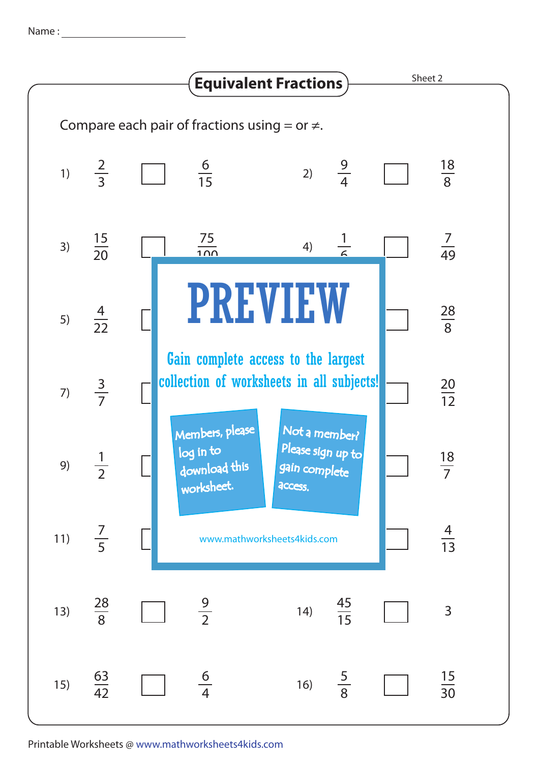Name : ______________________

# Equivalent Fractions

Sheet 2

Compare each pair of fractions using = or ≠.

1) $\frac{2}{3}$ ☐ $\frac{6}{15}$  2) $\frac{9}{4}$ ☐ $\frac{18}{8}$

3) $\frac{15}{20}$ ☐ $\frac{75}{100}$  4) $\frac{1}{6}$ ☐ $\frac{7}{49}$

5) $\frac{4}{22}$ ☐  6) ☐ $\frac{28}{8}$

7) $\frac{3}{7}$ ☐  8) ☐ $\frac{20}{12}$

9) $\frac{1}{2}$ ☐  10) ☐ $\frac{18}{7}$

11) $\frac{7}{5}$ ☐  12) ☐ $\frac{4}{13}$

13) $\frac{28}{8}$ ☐ $\frac{9}{2}$  14) $\frac{45}{15}$ ☐ $3$

15) $\frac{63}{42}$ ☐ $\frac{6}{4}$  16) $\frac{5}{8}$ ☐ $\frac{15}{30}$

PREVIEW

Gain complete access to the largest collection of worksheets in all subjects!

Members, please log in to download this worksheet.

Not a member? Please sign up to gain complete access.

www.mathworksheets4kids.com

Printable Worksheets @ www.mathworksheets4kids.com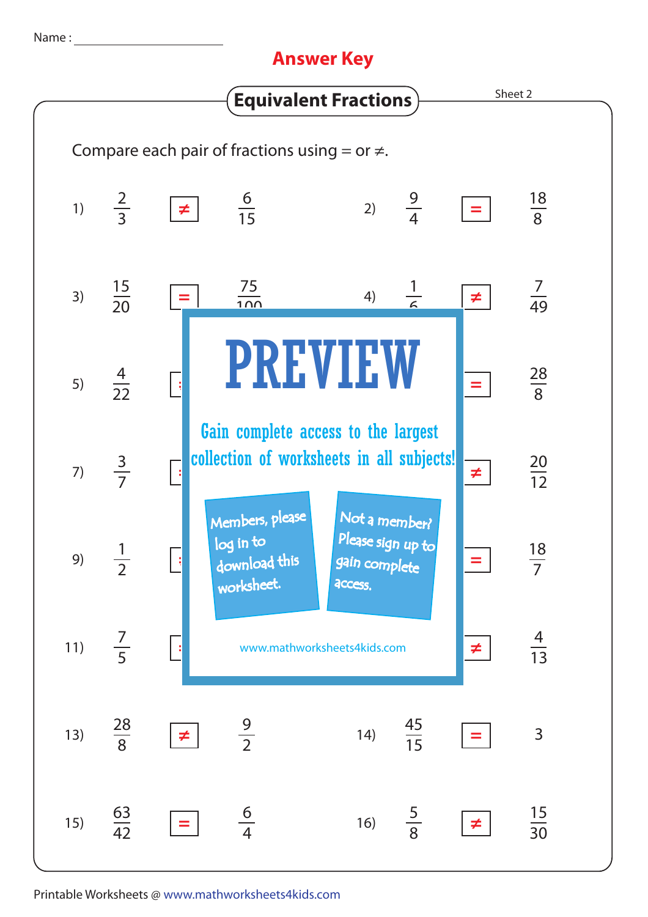Name :

**Answer Key**

## Equivalent Fractions

Sheet 2

Compare each pair of fractions using = or ≠.

1) $\frac{2}{3}$ ≠ $\frac{6}{15}$

2) $\frac{9}{4}$ = $\frac{18}{8}$

3) $\frac{15}{20}$ = $\frac{75}{100}$

4) $\frac{1}{6}$ ≠ $\frac{7}{49}$

5) $\frac{4}{22}$

6) = $\frac{28}{8}$

7) $\frac{3}{7}$

8) ≠ $\frac{20}{12}$

9) $\frac{1}{2}$

10) = $\frac{18}{7}$

11) $\frac{7}{5}$

12) ≠ $\frac{4}{13}$

13) $\frac{28}{8}$ ≠ $\frac{9}{2}$

14) $\frac{45}{15}$ = 3

15) $\frac{63}{42}$ = $\frac{6}{4}$

16) $\frac{5}{8}$ ≠ $\frac{15}{30}$

**PREVIEW**

Gain complete access to the largest collection of worksheets in all subjects!

Members, please log in to download this worksheet.

Not a member? Please sign up to gain complete access.

www.mathworksheets4kids.com

Printable Worksheets @ www.mathworksheets4kids.com